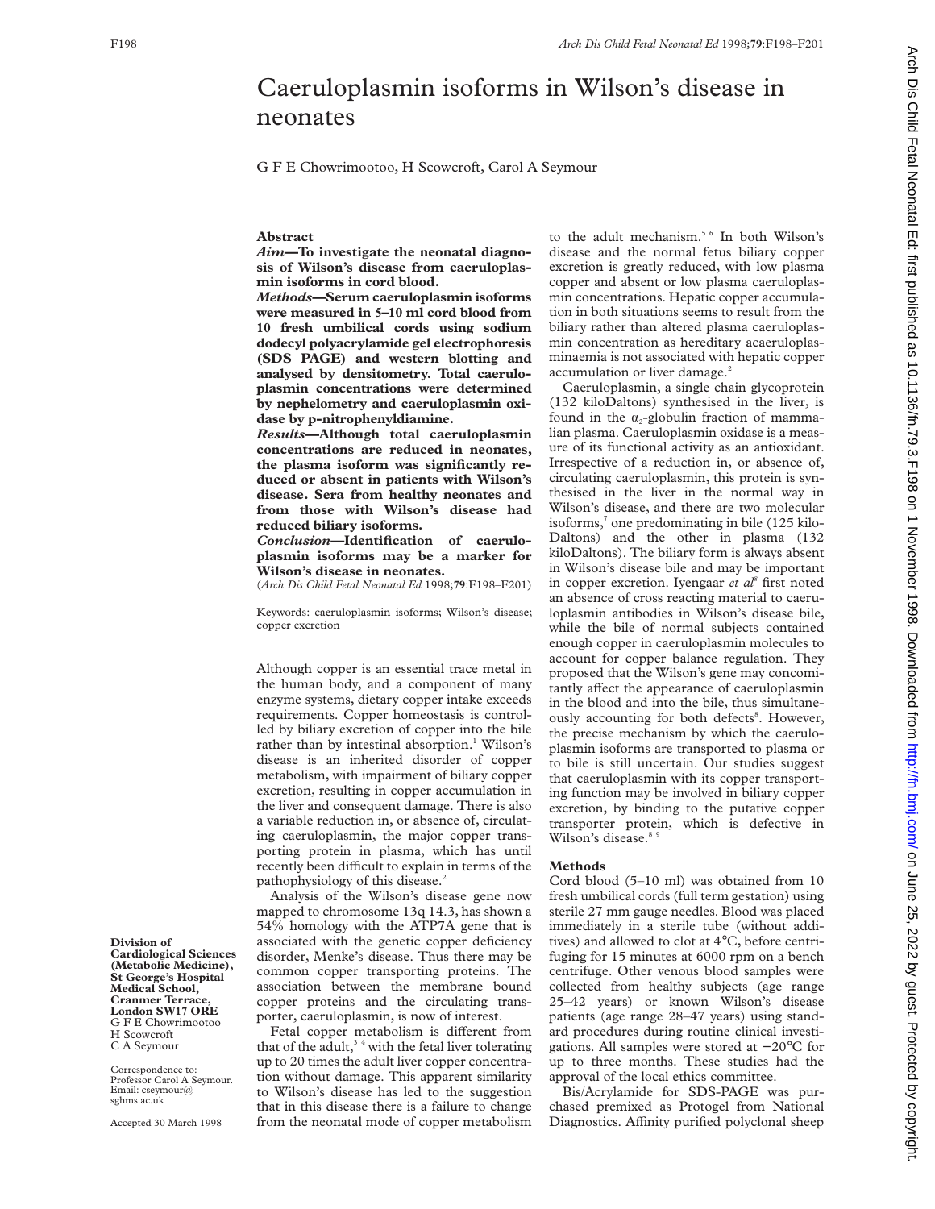# Caeruloplasmin isoforms in Wilson's disease in neonates

G F E Chowrimootoo, H Scowcroft, Carol A Seymour

Division of Cardiological Sciences (Metabolic Medicine), St George's Hospital Medical School, Cranmer Terrace, London SW17 ORE
G F E Chowrimootoo
H Scowcroft
C A Seymour

Correspondence to: Professor Carol A Seymour. Email: cseymour@sghms.ac.uk

Accepted 30 March 1998

## Abstract

***Aim*—To investigate the neonatal diagnosis of Wilson's disease from caeruloplasmin isoforms in cord blood.**

***Methods*—Serum caeruloplasmin isoforms were measured in 5–10 ml cord blood from 10 fresh umbilical cords using sodium dodecyl polyacrylamide gel electrophoresis (SDS PAGE) and western blotting and analysed by densitometry. Total caeruloplasmin concentrations were determined by nephelometry and caeruloplasmin oxidase by p-nitrophenyldiamine.**

***Results*—Although total caeruloplasmin concentrations are reduced in neonates, the plasma isoform was significantly reduced or absent in patients with Wilson's disease. Sera from healthy neonates and from those with Wilson's disease had reduced biliary isoforms.**

***Conclusion*—Identification of caeruloplasmin isoforms may be a marker for Wilson's disease in neonates.**

(*Arch Dis Child Fetal Neonatal Ed* 1998;**79**:F198–F201)

Keywords: caeruloplasmin isoforms; Wilson's disease; copper excretion

Although copper is an essential trace metal in the human body, and a component of many enzyme systems, dietary copper intake exceeds requirements. Copper homeostasis is controlled by biliary excretion of copper into the bile rather than by intestinal absorption.[1] Wilson's disease is an inherited disorder of copper metabolism, with impairment of biliary copper excretion, resulting in copper accumulation in the liver and consequent damage. There is also a variable reduction in, or absence of, circulating caeruloplasmin, the major copper transporting protein in plasma, which has until recently been difficult to explain in terms of the pathophysiology of this disease.[2]

Analysis of the Wilson's disease gene now mapped to chromosome 13q 14.3, has shown a 54% homology with the ATP7A gene that is associated with the genetic copper deficiency disorder, Menke's disease. Thus there may be common copper transporting proteins. The association between the membrane bound copper proteins and the circulating transporter, caeruloplasmin, is now of interest.

Fetal copper metabolism is different from that of the adult,[3 4] with the fetal liver tolerating up to 20 times the adult liver copper concentration without damage. This apparent similarity to Wilson's disease has led to the suggestion that in this disease there is a failure to change from the neonatal mode of copper metabolism to the adult mechanism.[5 6] In both Wilson's disease and the normal fetus biliary copper excretion is greatly reduced, with low plasma copper and absent or low plasma caeruloplasmin concentrations. Hepatic copper accumulation in both situations seems to result from the biliary rather than altered plasma caeruloplasmin concentration as hereditary acaeruloplasminaemia is not associated with hepatic copper accumulation or liver damage.[2]

Caeruloplasmin, a single chain glycoprotein (132 kiloDaltons) synthesised in the liver, is found in the $\alpha_2$-globulin fraction of mammalian plasma. Caeruloplasmin oxidase is a measure of its functional activity as an antioxidant. Irrespective of a reduction in, or absence of, circulating caeruloplasmin, this protein is synthesised in the liver in the normal way in Wilson's disease, and there are two molecular isoforms,[7] one predominating in bile (125 kiloDaltons) and the other in plasma (132 kiloDaltons). The biliary form is always absent in Wilson's disease bile and may be important in copper excretion. Iyengaar *et al*[8] first noted an absence of cross reacting material to caeruloplasmin antibodies in Wilson's disease bile, while the bile of normal subjects contained enough copper in caeruloplasmin molecules to account for copper balance regulation. They proposed that the Wilson's gene may concomitantly affect the appearance of caeruloplasmin in the blood and into the bile, thus simultaneously accounting for both defects[8]. However, the precise mechanism by which the caeruloplasmin isoforms are transported to plasma or to bile is still uncertain. Our studies suggest that caeruloplasmin with its copper transporting function may be involved in biliary copper excretion, by binding to the putative copper transporter protein, which is defective in Wilson's disease.[8 9]

## Methods

Cord blood (5–10 ml) was obtained from 10 fresh umbilical cords (full term gestation) using sterile 27 mm gauge needles. Blood was placed immediately in a sterile tube (without additives) and allowed to clot at 4°C, before centrifuging for 15 minutes at 6000 rpm on a bench centrifuge. Other venous blood samples were collected from healthy subjects (age range 25–42 years) or known Wilson's disease patients (age range 28–47 years) using standard procedures during routine clinical investigations. All samples were stored at −20°C for up to three months. These studies had the approval of the local ethics committee.

Bis/Acrylamide for SDS-PAGE was purchased premixed as Protogel from National Diagnostics. Affinity purified polyclonal sheep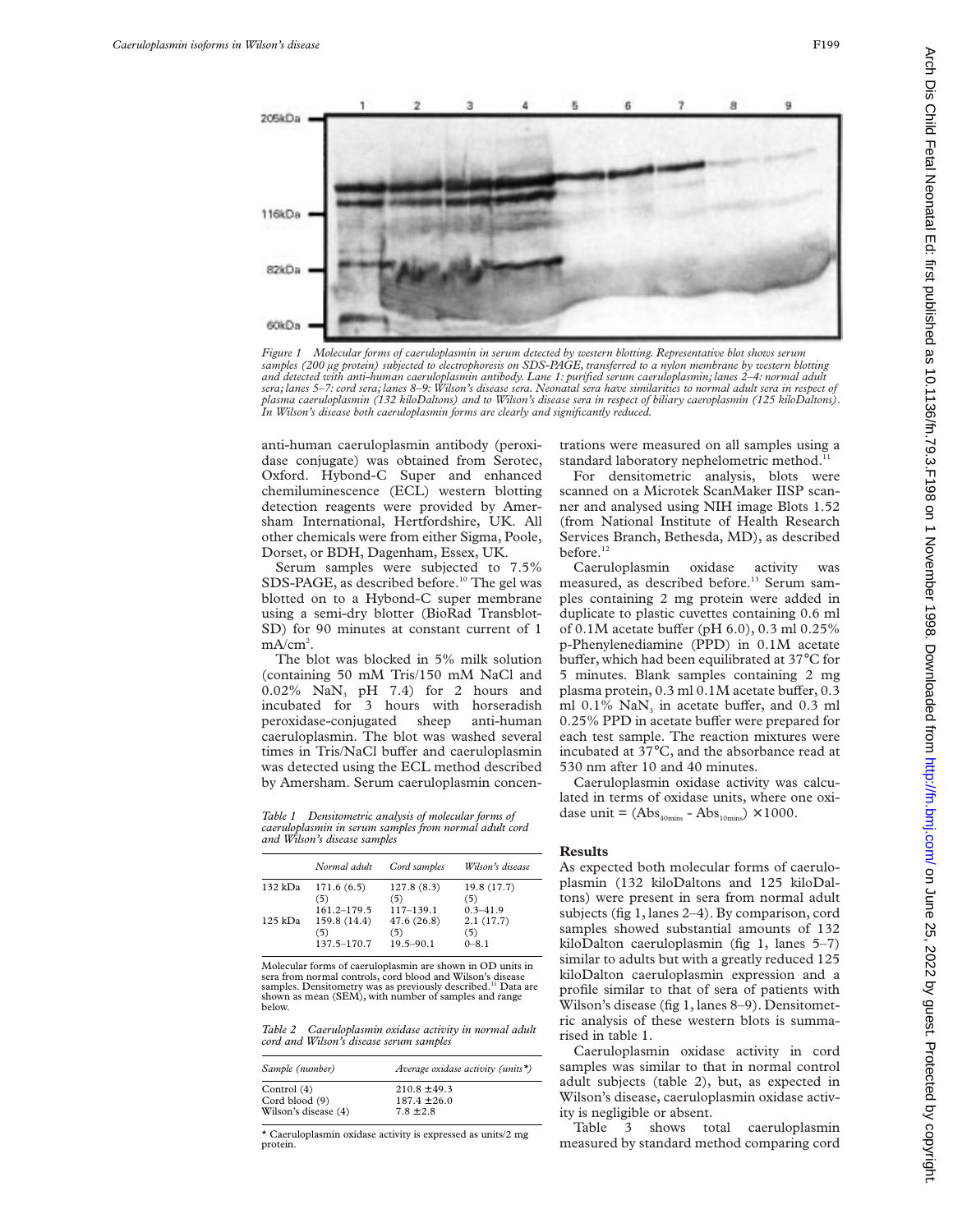*Figure 1 Molecular forms of caeruloplasmin in serum detected by western blotting. Representative blot shows serum samples (200 µg protein) subjected to electrophoresis on SDS-PAGE, transferred to a nylon membrane by western blotting and detected with anti-human caeruloplasmin antibody. Lane 1: purified serum caeruloplasmin; lanes 2–4: normal adult sera; lanes 5–7: cord sera; lanes 8–9: Wilson's disease sera. Neonatal sera have similarities to normal adult sera in respect of plasma caeruloplasmin (132 kiloDaltons) and to Wilson's disease sera in respect of biliary caeroplasmin (125 kiloDaltons). In Wilson's disease both caeruloplasmin forms are clearly and significantly reduced.*

anti-human caeruloplasmin antibody (peroxidase conjugate) was obtained from Serotec, Oxford. Hybond-C Super and enhanced chemiluminescence (ECL) western blotting detection reagents were provided by Amersham International, Hertfordshire, UK. All other chemicals were from either Sigma, Poole, Dorset, or BDH, Dagenham, Essex, UK.

Serum samples were subjected to 7.5% SDS-PAGE, as described before.[10] The gel was blotted on to a Hybond-C super membrane using a semi-dry blotter (BioRad Transblot-SD) for 90 minutes at constant current of 1 $mA/cm^2$.

The blot was blocked in 5% milk solution (containing 50 mM Tris/150 mM NaCl and 0.02% $NaN_3$ pH 7.4) for 2 hours and incubated for 3 hours with horseradish peroxidase-conjugated sheep anti-human caeruloplasmin. The blot was washed several times in Tris/NaCl buffer and caeruloplasmin was detected using the ECL method described by Amersham. Serum caeruloplasmin concentrations were measured on all samples using a standard laboratory nephelometric method.[11]

For densitometric analysis, blots were scanned on a Microtek ScanMaker IISP scanner and analysed using NIH image Blots 1.52 (from National Institute of Health Research Services Branch, Bethesda, MD), as described before.[12]

Caeruloplasmin oxidase activity was measured, as described before.[13] Serum samples containing 2 mg protein were added in duplicate to plastic cuvettes containing 0.6 ml of 0.1M acetate buffer (pH 6.0), 0.3 ml 0.25% p-Phenylenediamine (PPD) in 0.1M acetate buffer, which had been equilibrated at 37°C for 5 minutes. Blank samples containing 2 mg plasma protein, 0.3 ml 0.1M acetate buffer, 0.3 ml 0.1% $NaN_3$ in acetate buffer, and 0.3 ml 0.25% PPD in acetate buffer were prepared for each test sample. The reaction mixtures were incubated at 37°C, and the absorbance read at 530 nm after 10 and 40 minutes.

Caeruloplasmin oxidase activity was calculated in terms of oxidase units, where one oxidase unit = $(Abs_{40mins} - Abs_{10mins}) \times 1000$.

*Table 1 Densitometric analysis of molecular forms of caeruloplasmin in serum samples from normal adult cord and Wilson's disease samples*

| | Normal adult | Cord samples | Wilson's disease |
|---|---|---|---|
| 132 kDa | 171.6 (6.5) | 127.8 (8.3) | 19.8 (17.7) |
| | (5) | (5) | (5) |
| | 161.2–179.5 | 117–139.1 | 0.3–41.9 |
| 125 kDa | 159.8 (14.4) | 47.6 (26.8) | 2.1 (17.7) |
| | (5) | (5) | (5) |
| | 137.5–170.7 | 19.5–90.1 | 0–8.1 |

Molecular forms of caeruloplasmin are shown in OD units in sera from normal controls, cord blood and Wilson's disease samples. Densitometry was as previously described.[11] Data are shown as mean (SEM), with number of samples and range below.

*Table 2 Caeruloplasmin oxidase activity in normal adult cord and Wilson's disease serum samples*

| Sample (number) | Average oxidase activity (units*) |
|---|---|
| Control (4) | 210.8 ±49.3 |
| Cord blood (9) | 187.4 ±26.0 |
| Wilson's disease (4) | 7.8 ±2.8 |

* Caeruloplasmin oxidase activity is expressed as units/2 mg protein.

## Results

As expected both molecular forms of caeruloplasmin (132 kiloDaltons and 125 kiloDaltons) were present in sera from normal adult subjects (fig 1, lanes 2–4). By comparison, cord samples showed substantial amounts of 132 kiloDalton caeruloplasmin (fig 1, lanes 5–7) similar to adults but with a greatly reduced 125 kiloDalton caeruloplasmin expression and a profile similar to that of sera of patients with Wilson's disease (fig 1, lanes 8–9). Densitometric analysis of these western blots is summarised in table 1.

Caeruloplasmin oxidase activity in cord samples was similar to that in normal control adult subjects (table 2), but, as expected in Wilson's disease, caeruloplasmin oxidase activity is negligible or absent.

Table 3 shows total caeruloplasmin measured by standard method comparing cord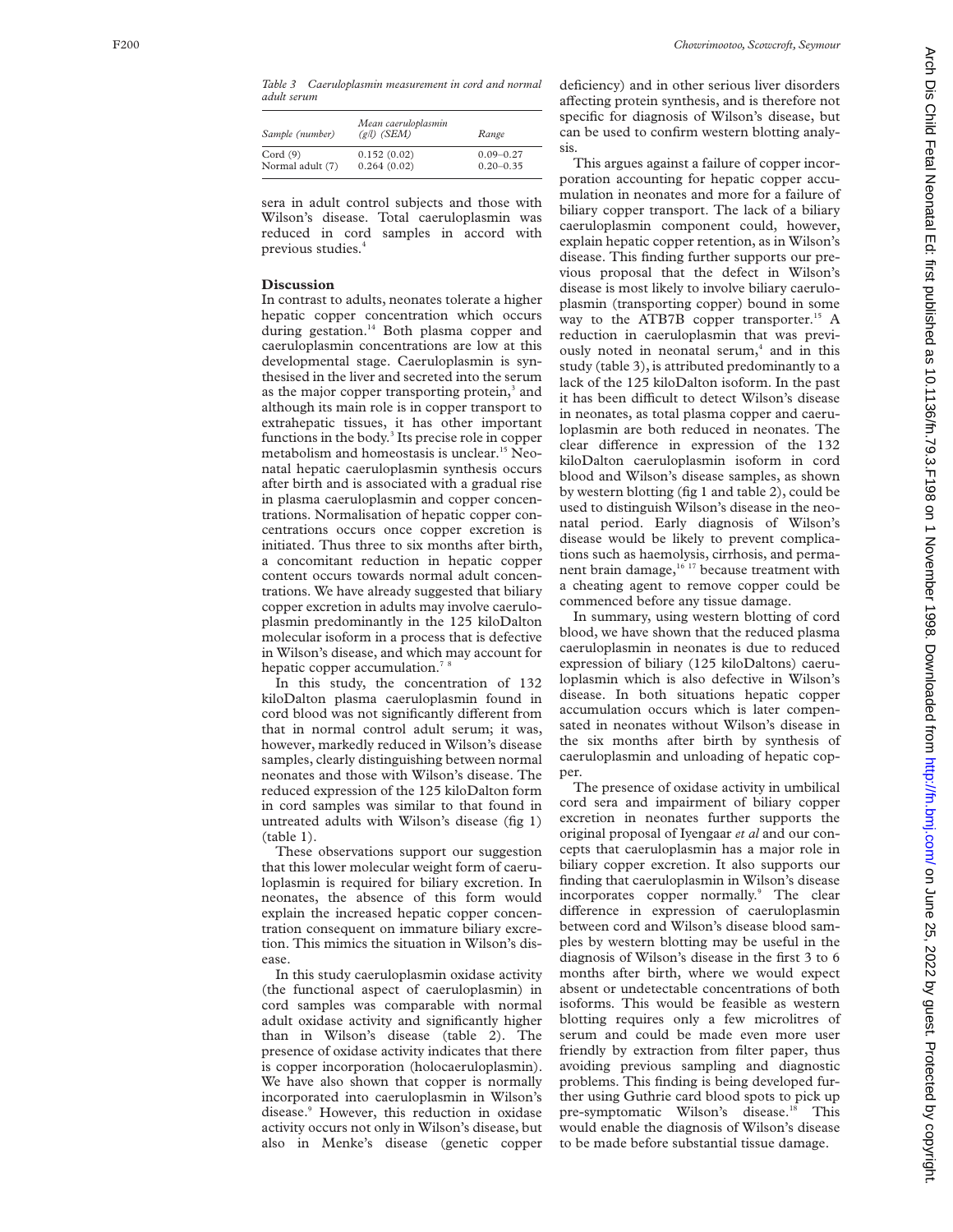*Table 3 Caeruloplasmin measurement in cord and normal adult serum*

| Sample (number) | Mean caeruloplasmin (g/l) (SEM) | Range |
|---|---|---|
| Cord (9) | 0.152 (0.02) | 0.09–0.27 |
| Normal adult (7) | 0.264 (0.02) | 0.20–0.35 |

sera in adult control subjects and those with Wilson's disease. Total caeruloplasmin was reduced in cord samples in accord with previous studies.[4]

## Discussion

In contrast to adults, neonates tolerate a higher hepatic copper concentration which occurs during gestation.[14] Both plasma copper and caeruloplasmin concentrations are low at this developmental stage. Caeruloplasmin is synthesised in the liver and secreted into the serum as the major copper transporting protein,[3] and although its main role is in copper transport to extrahepatic tissues, it has other important functions in the body.[3] Its precise role in copper metabolism and homeostasis is unclear.[15] Neonatal hepatic caeruloplasmin synthesis occurs after birth and is associated with a gradual rise in plasma caeruloplasmin and copper concentrations. Normalisation of hepatic copper concentrations occurs once copper excretion is initiated. Thus three to six months after birth, a concomitant reduction in hepatic copper content occurs towards normal adult concentrations. We have already suggested that biliary copper excretion in adults may involve caeruloplasmin predominantly in the 125 kiloDalton molecular isoform in a process that is defective in Wilson's disease, and which may account for hepatic copper accumulation.[7 8]

In this study, the concentration of 132 kiloDalton plasma caeruloplasmin found in cord blood was not significantly different from that in normal control adult serum; it was, however, markedly reduced in Wilson's disease samples, clearly distinguishing between normal neonates and those with Wilson's disease. The reduced expression of the 125 kiloDalton form in cord samples was similar to that found in untreated adults with Wilson's disease (fig 1) (table 1).

These observations support our suggestion that this lower molecular weight form of caeruloplasmin is required for biliary excretion. In neonates, the absence of this form would explain the increased hepatic copper concentration consequent on immature biliary excretion. This mimics the situation in Wilson's disease.

In this study caeruloplasmin oxidase activity (the functional aspect of caeruloplasmin) in cord samples was comparable with normal adult oxidase activity and significantly higher than in Wilson's disease (table 2). The presence of oxidase activity indicates that there is copper incorporation (holocaeruloplasmin). We have also shown that copper is normally incorporated into caeruloplasmin in Wilson's disease.[9] However, this reduction in oxidase activity occurs not only in Wilson's disease, but also in Menke's disease (genetic copper deficiency) and in other serious liver disorders affecting protein synthesis, and is therefore not specific for diagnosis of Wilson's disease, but can be used to confirm western blotting analysis.

This argues against a failure of copper incorporation accounting for hepatic copper accumulation in neonates and more for a failure of biliary copper transport. The lack of a biliary caeruloplasmin component could, however, explain hepatic copper retention, as in Wilson's disease. This finding further supports our previous proposal that the defect in Wilson's disease is most likely to involve biliary caeruloplasmin (transporting copper) bound in some way to the ATB7B copper transporter.[15] A reduction in caeruloplasmin that was previously noted in neonatal serum,[4] and in this study (table 3), is attributed predominantly to a lack of the 125 kiloDalton isoform. In the past it has been difficult to detect Wilson's disease in neonates, as total plasma copper and caeruloplasmin are both reduced in neonates. The clear difference in expression of the 132 kiloDalton caeruloplasmin isoform in cord blood and Wilson's disease samples, as shown by western blotting (fig 1 and table 2), could be used to distinguish Wilson's disease in the neonatal period. Early diagnosis of Wilson's disease would be likely to prevent complications such as haemolysis, cirrhosis, and permanent brain damage,[16 17] because treatment with a cheating agent to remove copper could be commenced before any tissue damage.

In summary, using western blotting of cord blood, we have shown that the reduced plasma caeruloplasmin in neonates is due to reduced expression of biliary (125 kiloDaltons) caeruloplasmin which is also defective in Wilson's disease. In both situations hepatic copper accumulation occurs which is later compensated in neonates without Wilson's disease in the six months after birth by synthesis of caeruloplasmin and unloading of hepatic copper.

The presence of oxidase activity in umbilical cord sera and impairment of biliary copper excretion in neonates further supports the original proposal of Iyengaar *et al* and our concepts that caeruloplasmin has a major role in biliary copper excretion. It also supports our finding that caeruloplasmin in Wilson's disease incorporates copper normally.[9] The clear difference in expression of caeruloplasmin between cord and Wilson's disease blood samples by western blotting may be useful in the diagnosis of Wilson's disease in the first 3 to 6 months after birth, where we would expect absent or undetectable concentrations of both isoforms. This would be feasible as western blotting requires only a few microlitres of serum and could be made even more user friendly by extraction from filter paper, thus avoiding previous sampling and diagnostic problems. This finding is being developed further using Guthrie card blood spots to pick up pre-symptomatic Wilson's disease.[18] This would enable the diagnosis of Wilson's disease to be made before substantial tissue damage.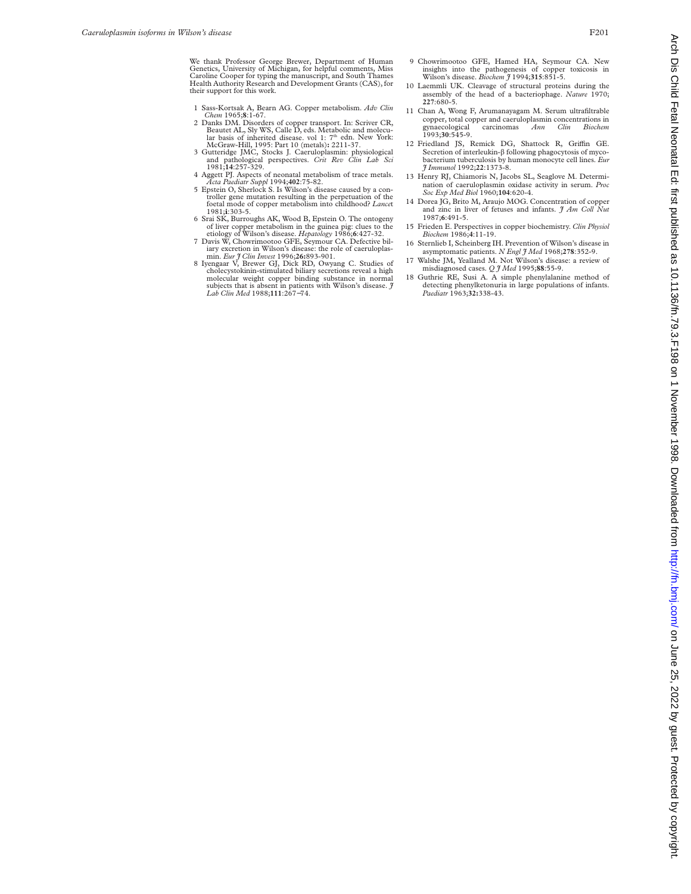We thank Professor George Brewer, Department of Human Genetics, University of Michigan, for helpful comments, Miss Caroline Cooper for typing the manuscript, and South Thames Health Authority Research and Development Grants (CAS), for their support for this work.

1 Sass-Kortsak A, Bearn AG. Copper metabolism. *Adv Clin Chem* 1965;**8**:1-67.
2 Danks DM. Disorders of copper transport. In: Scriver CR, Beautet AL, Sly WS, Calle D, eds. Metabolic and molecular basis of inherited disease. vol 1: 7th edn. New York: McGraw-Hill, 1995: Part 10 (metals)**:** 2211-37.
3 Gutteridge JMC, Stocks J. Caeruloplasmin: physiological and pathological perspectives. *Crit Rev Clin Lab Sci* 1981;**14**:257-329.
4 Aggett PJ. Aspects of neonatal metabolism of trace metals. *Acta Paediatr Suppl* 1994;**402**:75-82.
5 Epstein O, Sherlock S. Is Wilson's disease caused by a controller gene mutation resulting in the perpetuation of the foetal mode of copper metabolism into childhood? *Lancet* 1981;**i**:303-5.
6 Srai SK, Burroughs AK, Wood B, Epstein O. The ontogeny of liver copper metabolism in the guinea pig: clues to the etiology of Wilson's disease. *Hepatology* 1986;**6**:427-32.
7 Davis W, Chowrimootoo GFE, Seymour CA. Defective biliary excretion in Wilson's disease: the role of caeruloplasmin. *Eur J Clin Invest* 1996;**26:**893-901.
8 Iyengaar V, Brewer GJ, Dick RD, Owyang C. Studies of cholecystokinin-stimulated biliary secretions reveal a high molecular weight copper binding substance in normal subjects that is absent in patients with Wilson's disease. *J Lab Clin Med* 1988;**111**:267–74.
9 Chowrimootoo GFE, Hamed HA, Seymour CA. New insights into the pathogenesis of copper toxicosis in Wilson's disease. *Biochem J* 1994;**315**:851-5.
10 Laemmli UK. Cleavage of structural proteins during the assembly of the head of a bacteriophage. *Nature* 1970; **227**:680-5.
11 Chan A, Wong F, Arumanayagam M. Serum ultrafiltrable copper, total copper and caeruloplasmin concentrations in gynaecological carcinomas *Ann Clin Biochem* 1993;**30**:545-9.
12 Friedland JS, Remick DG, Shattock R, Griffin GE. Secretion of interleukin-β following phagocytosis of mycobacterium tuberculosis by human monocyte cell lines. *Eur J Immunol* 1992;**22**:1373-8.
13 Henry RJ, Chiamoris N, Jacobs SL, Seaglove M. Determination of caeruloplasmin oxidase activity in serum. *Proc Soc Exp Med Biol* 1960;**104**:620-4.
14 Dorea JG, Brito M, Araujo MOG. Concentration of copper and zinc in liver of fetuses and infants. *J Am Coll Nut* 1987;**6**:491-5.
15 Frieden E. Perspectives in copper biochemistry. *Clin Physiol Biochem* 1986;**4**:11-19.
16 Sternlieb I, Scheinberg IH. Prevention of Wilson's disease in asymptomatic patients. *N Engl J Med* 1968;**278**:352-9.
17 Walshe JM, Yealland M. Not Wilson's disease: a review of misdiagnosed cases. *Q J Med* 1995;**88**:55-9.
18 Guthrie RE, Susi A. A simple phenylalanine method of detecting phenylketonuria in large populations of infants. *Paediatr* 1963;**32:**338-43.